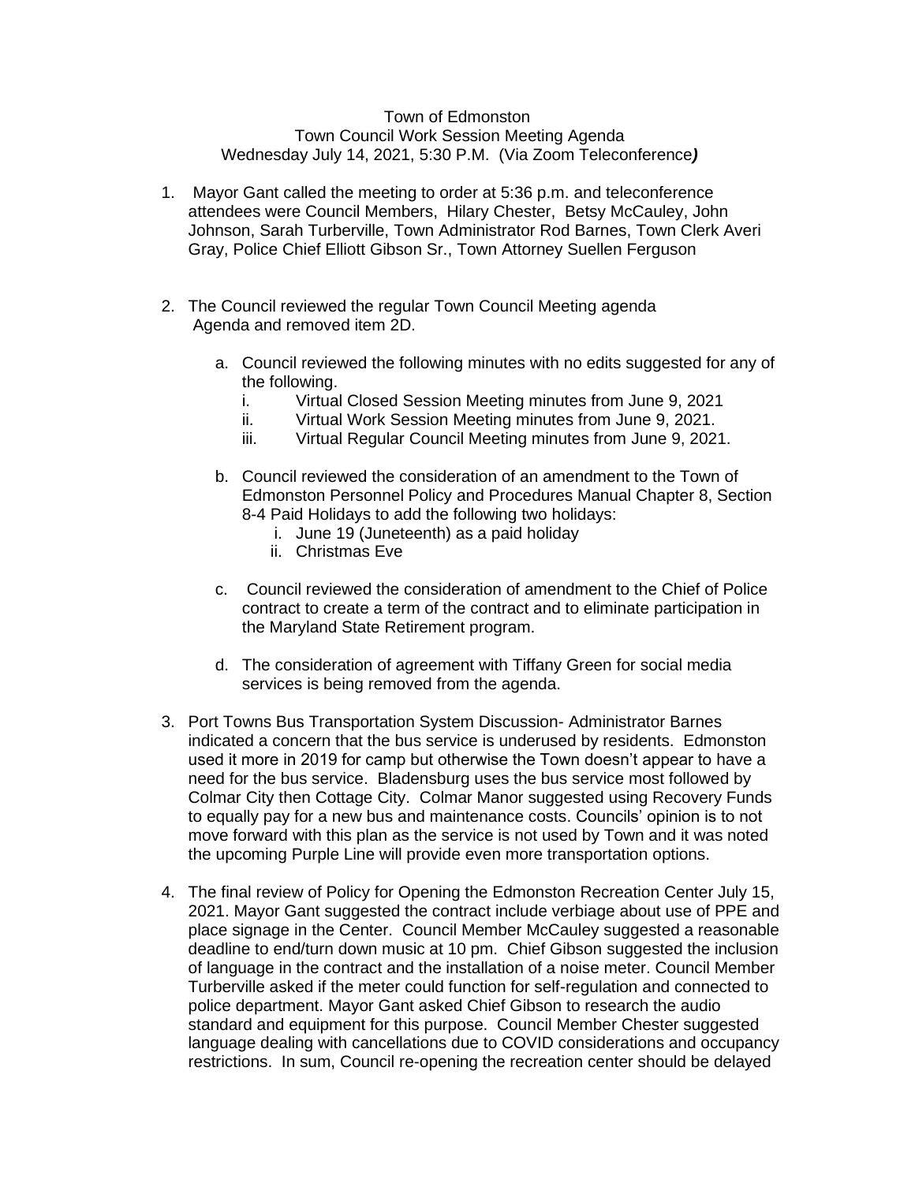Town of Edmonston
Town Council Work Session Meeting Agenda
Wednesday July 14, 2021, 5:30 P.M. (Via Zoom Teleconference*)*

1. Mayor Gant called the meeting to order at 5:36 p.m. and teleconference attendees were Council Members, Hilary Chester, Betsy McCauley, John Johnson, Sarah Turberville, Town Administrator Rod Barnes, Town Clerk Averi Gray, Police Chief Elliott Gibson Sr., Town Attorney Suellen Ferguson

2. The Council reviewed the regular Town Council Meeting agenda Agenda and removed item 2D.

   a. Council reviewed the following minutes with no edits suggested for any of the following.
      i. Virtual Closed Session Meeting minutes from June 9, 2021
      ii. Virtual Work Session Meeting minutes from June 9, 2021.
      iii. Virtual Regular Council Meeting minutes from June 9, 2021.

   b. Council reviewed the consideration of an amendment to the Town of Edmonston Personnel Policy and Procedures Manual Chapter 8, Section 8-4 Paid Holidays to add the following two holidays:
      i. June 19 (Juneteenth) as a paid holiday
      ii. Christmas Eve

   c. Council reviewed the consideration of amendment to the Chief of Police contract to create a term of the contract and to eliminate participation in the Maryland State Retirement program.

   d. The consideration of agreement with Tiffany Green for social media services is being removed from the agenda.

3. Port Towns Bus Transportation System Discussion- Administrator Barnes indicated a concern that the bus service is underused by residents. Edmonston used it more in 2019 for camp but otherwise the Town doesn't appear to have a need for the bus service. Bladensburg uses the bus service most followed by Colmar City then Cottage City. Colmar Manor suggested using Recovery Funds to equally pay for a new bus and maintenance costs. Councils' opinion is to not move forward with this plan as the service is not used by Town and it was noted the upcoming Purple Line will provide even more transportation options.

4. The final review of Policy for Opening the Edmonston Recreation Center July 15, 2021. Mayor Gant suggested the contract include verbiage about use of PPE and place signage in the Center. Council Member McCauley suggested a reasonable deadline to end/turn down music at 10 pm. Chief Gibson suggested the inclusion of language in the contract and the installation of a noise meter. Council Member Turberville asked if the meter could function for self-regulation and connected to police department. Mayor Gant asked Chief Gibson to research the audio standard and equipment for this purpose. Council Member Chester suggested language dealing with cancellations due to COVID considerations and occupancy restrictions. In sum, Council re-opening the recreation center should be delayed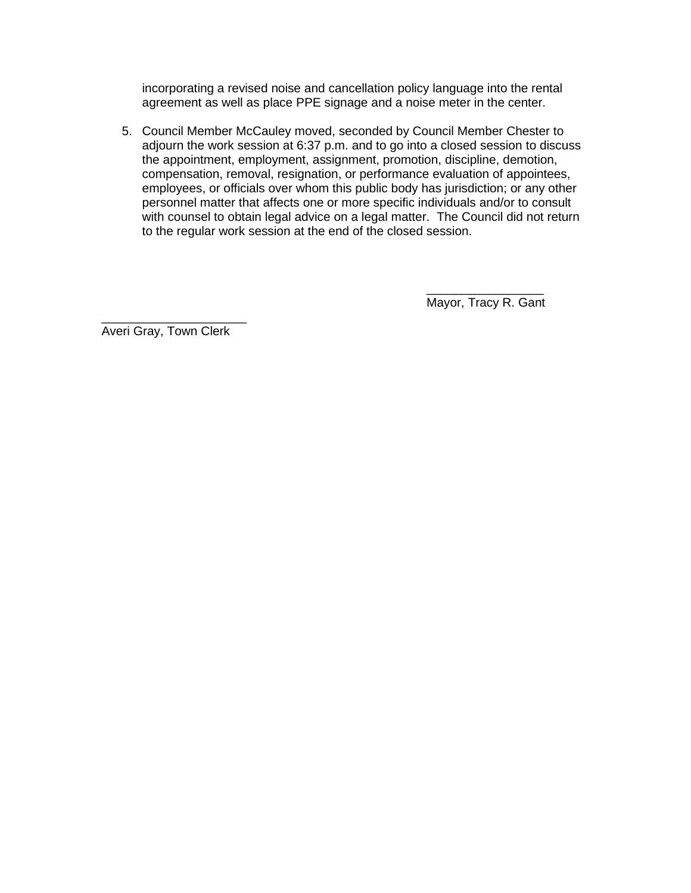incorporating a revised noise and cancellation policy language into the rental agreement as well as place PPE signage and a noise meter in the center.

5. Council Member McCauley moved, seconded by Council Member Chester to adjourn the work session at 6:37 p.m. and to go into a closed session to discuss the appointment, employment, assignment, promotion, discipline, demotion, compensation, removal, resignation, or performance evaluation of appointees, employees, or officials over whom this public body has jurisdiction; or any other personnel matter that affects one or more specific individuals and/or to consult with counsel to obtain legal advice on a legal matter. The Council did not return to the regular work session at the end of the closed session.

_________________
Mayor, Tracy R. Gant

_____________________
Averi Gray, Town Clerk